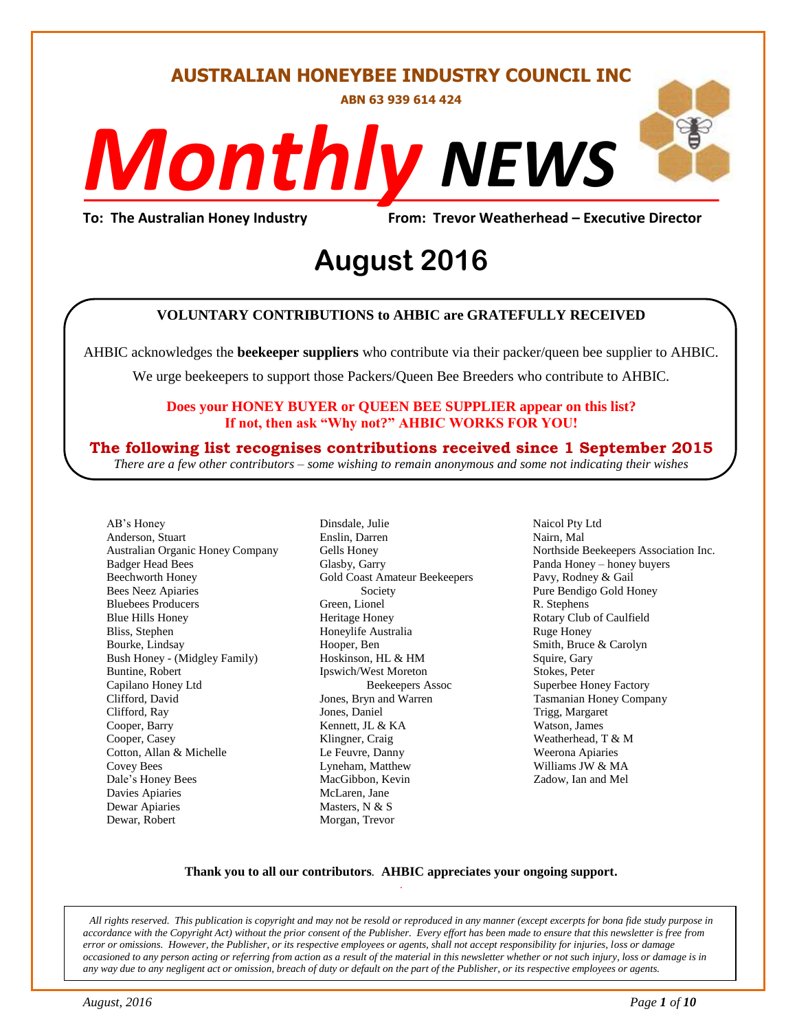# AUSTRALIAN HONEYBEE INDUSTRY COUNCIL INC

**ABN 63 939 614 424**

# *Monthly* NEWS

**To: The Australian Honey Industry** **From: Trevor Weatherhead – Executive Director**

## August 2016

**VOLUNTARY CONTRIBUTIONS to AHBIC are GRATEFULLY RECEIVED**

AHBIC acknowledges the **beekeeper suppliers** who contribute via their packer/queen bee supplier to AHBIC.

We urge beekeepers to support those Packers/Queen Bee Breeders who contribute to AHBIC.

**Does your HONEY BUYER or QUEEN BEE SUPPLIER appear on this list?**
**If not, then ask "Why not?" AHBIC WORKS FOR YOU!**

**The following list recognises contributions received since 1 September 2015**

*There are a few other contributors – some wishing to remain anonymous and some not indicating their wishes*

- AB's Honey
- Anderson, Stuart
- Australian Organic Honey Company
- Badger Head Bees
- Beechworth Honey
- Bees Neez Apiaries
- Bluebees Producers
- Blue Hills Honey
- Bliss, Stephen
- Bourke, Lindsay
- Bush Honey - (Midgley Family)
- Buntine, Robert
- Capilano Honey Ltd
- Clifford, David
- Clifford, Ray
- Cooper, Barry
- Cooper, Casey
- Cotton, Allan & Michelle
- Covey Bees
- Dale's Honey Bees
- Davies Apiaries
- Dewar Apiaries
- Dewar, Robert
- Dinsdale, Julie
- Enslin, Darren
- Gells Honey
- Glasby, Garry
- Gold Coast Amateur Beekeepers Society
- Green, Lionel
- Heritage Honey
- Honeylife Australia
- Hooper, Ben
- Hoskinson, HL & HM
- Ipswich/West Moreton Beekeepers Assoc
- Jones, Bryn and Warren
- Jones, Daniel
- Kennett, JL & KA
- Klingner, Craig
- Le Feuvre, Danny
- Lyneham, Matthew
- MacGibbon, Kevin
- McLaren, Jane
- Masters, N & S
- Morgan, Trevor
- Naicol Pty Ltd
- Nairn, Mal
- Northside Beekeepers Association Inc.
- Panda Honey – honey buyers
- Pavy, Rodney & Gail
- Pure Bendigo Gold Honey
- R. Stephens
- Rotary Club of Caulfield
- Ruge Honey
- Smith, Bruce & Carolyn
- Squire, Gary
- Stokes, Peter
- Superbee Honey Factory
- Tasmanian Honey Company
- Trigg, Margaret
- Watson, James
- Weatherhead, T & M
- Weerona Apiaries
- Williams JW & MA
- Zadow, Ian and Mel

**Thank you to all our contributors. AHBIC appreciates your ongoing support.**

*All rights reserved. This publication is copyright and may not be resold or reproduced in any manner (except excerpts for bona fide study purpose in accordance with the Copyright Act) without the prior consent of the Publisher. Every effort has been made to ensure that this newsletter is free from error or omissions. However, the Publisher, or its respective employees or agents, shall not accept responsibility for injuries, loss or damage occasioned to any person acting or referring from action as a result of the material in this newsletter whether or not such injury, loss or damage is in any way due to any negligent act or omission, breach of duty or default on the part of the Publisher, or its respective employees or agents.*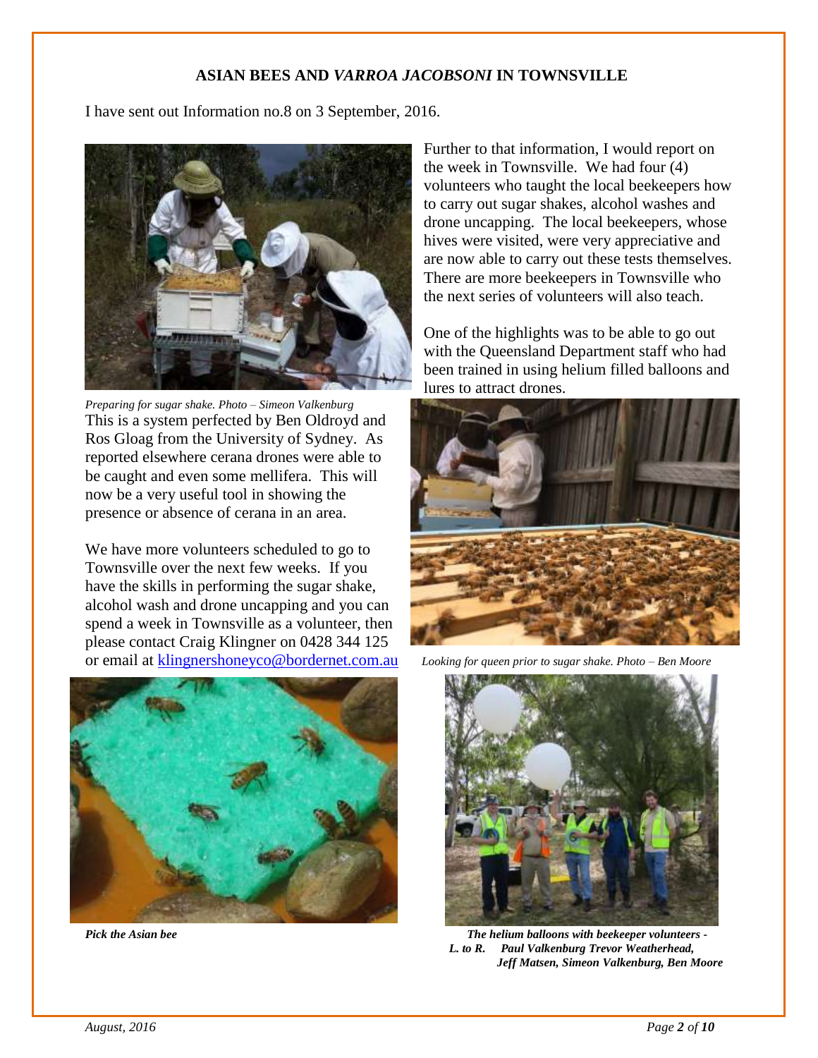## ASIAN BEES AND *VARROA JACOBSONI* IN TOWNSVILLE

I have sent out Information no.8 on 3 September, 2016.

Further to that information, I would report on the week in Townsville. We had four (4) volunteers who taught the local beekeepers how to carry out sugar shakes, alcohol washes and drone uncapping. The local beekeepers, whose hives were visited, were very appreciative and are now able to carry out these tests themselves. There are more beekeepers in Townsville who the next series of volunteers will also teach.

*Preparing for sugar shake. Photo – Simeon Valkenburg*

One of the highlights was to be able to go out with the Queensland Department staff who had been trained in using helium filled balloons and lures to attract drones. This is a system perfected by Ben Oldroyd and Ros Gloag from the University of Sydney. As reported elsewhere cerana drones were able to be caught and even some mellifera. This will now be a very useful tool in showing the presence or absence of cerana in an area.

We have more volunteers scheduled to go to Townsville over the next few weeks. If you have the skills in performing the sugar shake, alcohol wash and drone uncapping and you can spend a week in Townsville as a volunteer, then please contact Craig Klingner on 0428 344 125 or email at klingnershoneyco@bordernet.com.au

*Looking for queen prior to sugar shake. Photo – Ben Moore*

***Pick the Asian bee***

***The helium balloons with beekeeper volunteers - L. to R. Paul Valkenburg Trevor Weatherhead, Jeff Matsen, Simeon Valkenburg, Ben Moore***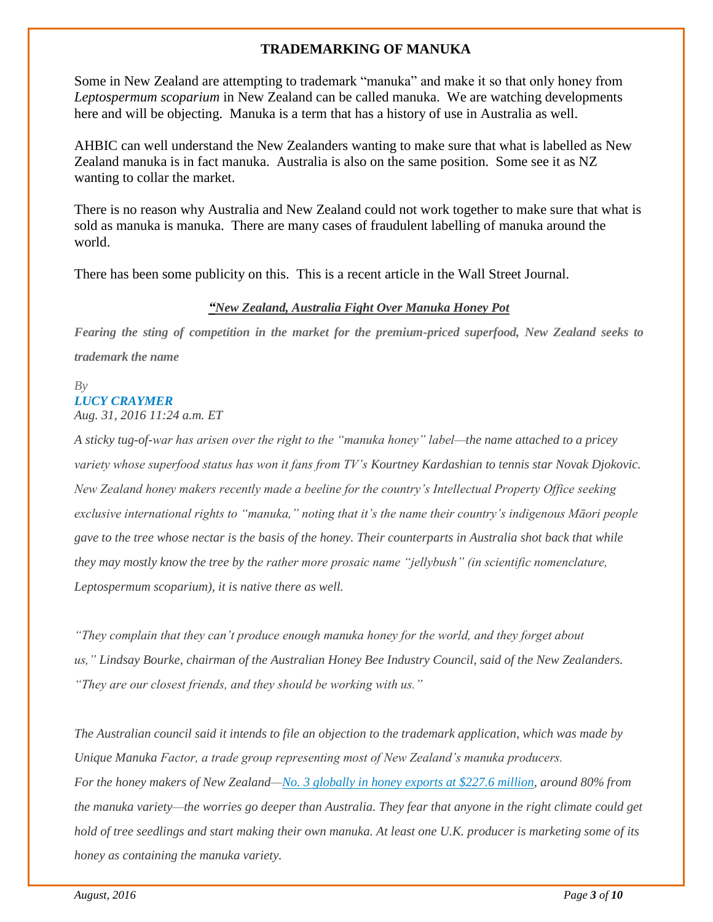# TRADEMARKING OF MANUKA

Some in New Zealand are attempting to trademark "manuka" and make it so that only honey from *Leptospermum scoparium* in New Zealand can be called manuka. We are watching developments here and will be objecting. Manuka is a term that has a history of use in Australia as well.

AHBIC can well understand the New Zealanders wanting to make sure that what is labelled as New Zealand manuka is in fact manuka. Australia is also on the same position. Some see it as NZ wanting to collar the market.

There is no reason why Australia and New Zealand could not work together to make sure that what is sold as manuka is manuka. There are many cases of fraudulent labelling of manuka around the world.

There has been some publicity on this. This is a recent article in the Wall Street Journal.

***"New Zealand, Australia Fight Over Manuka Honey Pot***

***Fearing the sting of competition in the market for the premium-priced superfood, New Zealand seeks to trademark the name***

*By*
***LUCY CRAYMER***
*Aug. 31, 2016 11:24 a.m. ET*

*A sticky tug-of-war has arisen over the right to the "manuka honey" label—the name attached to a pricey variety whose superfood status has won it fans from TV's Kourtney Kardashian to tennis star Novak Djokovic. New Zealand honey makers recently made a beeline for the country's Intellectual Property Office seeking exclusive international rights to "manuka," noting that it's the name their country's indigenous Māori people gave to the tree whose nectar is the basis of the honey. Their counterparts in Australia shot back that while they may mostly know the tree by the rather more prosaic name "jellybush" (in scientific nomenclature, Leptospermum scoparium), it is native there as well.*

*"They complain that they can't produce enough manuka honey for the world, and they forget about us," Lindsay Bourke, chairman of the Australian Honey Bee Industry Council, said of the New Zealanders. "They are our closest friends, and they should be working with us."*

*The Australian council said it intends to file an objection to the trademark application, which was made by Unique Manuka Factor, a trade group representing most of New Zealand's manuka producers.*
*For the honey makers of New Zealand—No. 3 globally in honey exports at $227.6 million, around 80% from the manuka variety—the worries go deeper than Australia. They fear that anyone in the right climate could get hold of tree seedlings and start making their own manuka. At least one U.K. producer is marketing some of its honey as containing the manuka variety.*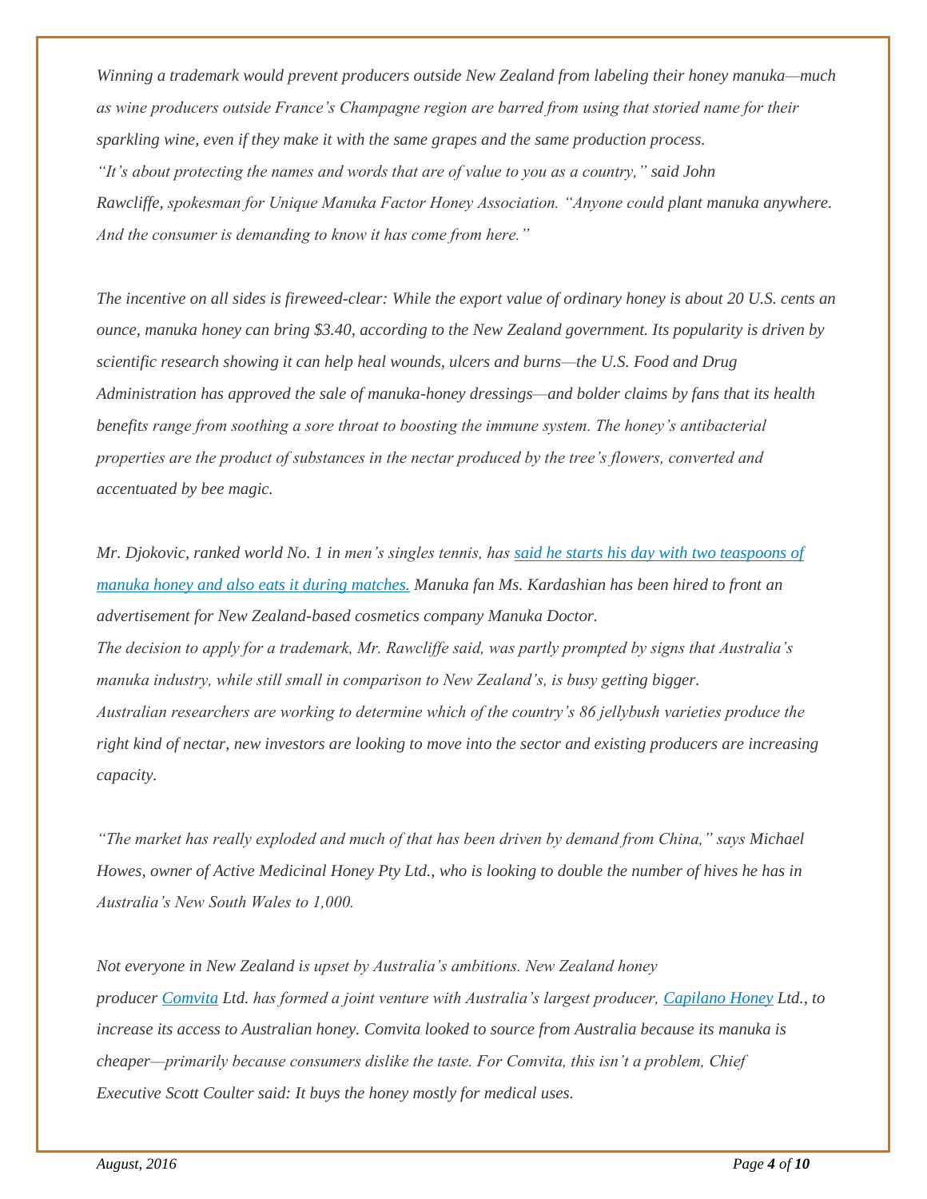*Winning a trademark would prevent producers outside New Zealand from labeling their honey manuka—much as wine producers outside France's Champagne region are barred from using that storied name for their sparkling wine, even if they make it with the same grapes and the same production process.*
*"It's about protecting the names and words that are of value to you as a country," said John Rawcliffe, spokesman for Unique Manuka Factor Honey Association. "Anyone could plant manuka anywhere. And the consumer is demanding to know it has come from here."*

*The incentive on all sides is fireweed-clear: While the export value of ordinary honey is about 20 U.S. cents an ounce, manuka honey can bring $3.40, according to the New Zealand government. Its popularity is driven by scientific research showing it can help heal wounds, ulcers and burns—the U.S. Food and Drug Administration has approved the sale of manuka-honey dressings—and bolder claims by fans that its health benefits range from soothing a sore throat to boosting the immune system. The honey's antibacterial properties are the product of substances in the nectar produced by the tree's flowers, converted and accentuated by bee magic.*

*Mr. Djokovic, ranked world No. 1 in men's singles tennis, has [said he starts his day with two teaspoons of manuka honey and also eats it during matches.]() Manuka fan Ms. Kardashian has been hired to front an advertisement for New Zealand-based cosmetics company Manuka Doctor.*
*The decision to apply for a trademark, Mr. Rawcliffe said, was partly prompted by signs that Australia's manuka industry, while still small in comparison to New Zealand's, is busy getting bigger.*
*Australian researchers are working to determine which of the country's 86 jellybush varieties produce the right kind of nectar, new investors are looking to move into the sector and existing producers are increasing capacity.*

*"The market has really exploded and much of that has been driven by demand from China," says Michael Howes, owner of Active Medicinal Honey Pty Ltd., who is looking to double the number of hives he has in Australia's New South Wales to 1,000.*

*Not everyone in New Zealand is upset by Australia's ambitions. New Zealand honey producer [Comvita]() Ltd. has formed a joint venture with Australia's largest producer, [Capilano Honey]() Ltd., to increase its access to Australian honey. Comvita looked to source from Australia because its manuka is cheaper—primarily because consumers dislike the taste. For Comvita, this isn't a problem, Chief Executive Scott Coulter said: It buys the honey mostly for medical uses.*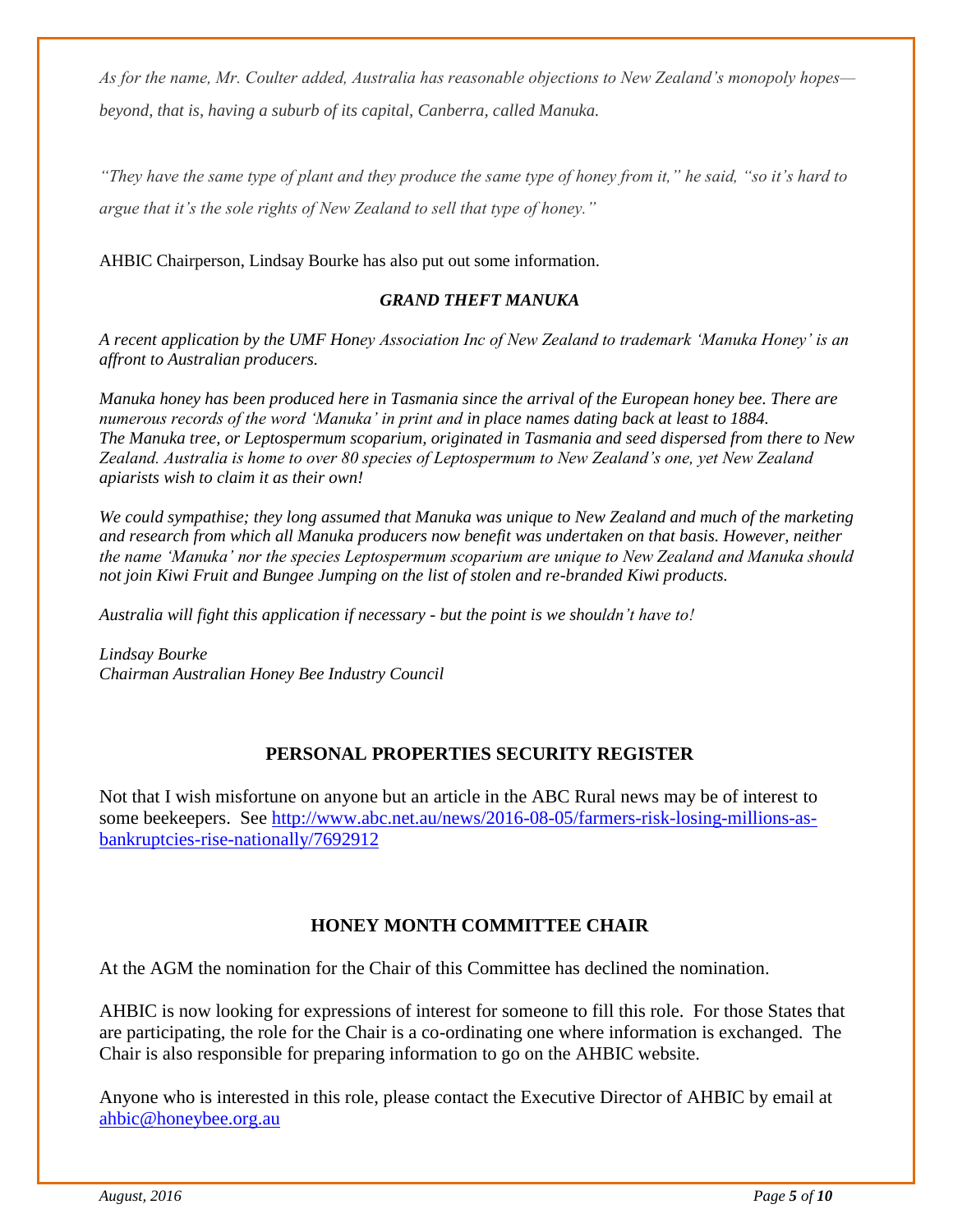*As for the name, Mr. Coulter added, Australia has reasonable objections to New Zealand's monopoly hopes—beyond, that is, having a suburb of its capital, Canberra, called Manuka.*

*"They have the same type of plant and they produce the same type of honey from it," he said, "so it's hard to argue that it's the sole rights of New Zealand to sell that type of honey."*

AHBIC Chairperson, Lindsay Bourke has also put out some information.

### *GRAND THEFT MANUKA*

*A recent application by the UMF Honey Association Inc of New Zealand to trademark 'Manuka Honey' is an affront to Australian producers.*

*Manuka honey has been produced here in Tasmania since the arrival of the European honey bee. There are numerous records of the word 'Manuka' in print and in place names dating back at least to 1884. The Manuka tree, or Leptospermum scoparium, originated in Tasmania and seed dispersed from there to New Zealand. Australia is home to over 80 species of Leptospermum to New Zealand's one, yet New Zealand apiarists wish to claim it as their own!*

*We could sympathise; they long assumed that Manuka was unique to New Zealand and much of the marketing and research from which all Manuka producers now benefit was undertaken on that basis. However, neither the name 'Manuka' nor the species Leptospermum scoparium are unique to New Zealand and Manuka should not join Kiwi Fruit and Bungee Jumping on the list of stolen and re-branded Kiwi products.*

*Australia will fight this application if necessary - but the point is we shouldn't have to!*

*Lindsay Bourke*
*Chairman Australian Honey Bee Industry Council*

## PERSONAL PROPERTIES SECURITY REGISTER

Not that I wish misfortune on anyone but an article in the ABC Rural news may be of interest to some beekeepers. See http://www.abc.net.au/news/2016-08-05/farmers-risk-losing-millions-as-bankruptcies-rise-nationally/7692912

## HONEY MONTH COMMITTEE CHAIR

At the AGM the nomination for the Chair of this Committee has declined the nomination.

AHBIC is now looking for expressions of interest for someone to fill this role. For those States that are participating, the role for the Chair is a co-ordinating one where information is exchanged. The Chair is also responsible for preparing information to go on the AHBIC website.

Anyone who is interested in this role, please contact the Executive Director of AHBIC by email at ahbic@honeybee.org.au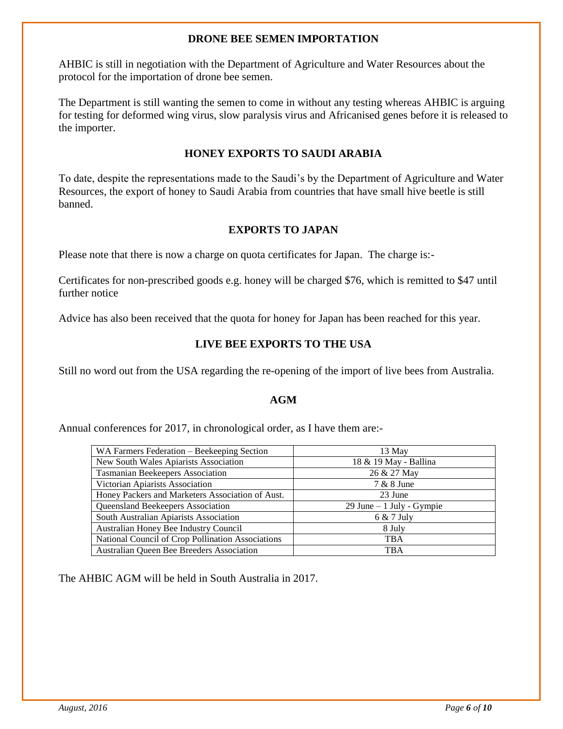## DRONE BEE SEMEN IMPORTATION

AHBIC is still in negotiation with the Department of Agriculture and Water Resources about the protocol for the importation of drone bee semen.

The Department is still wanting the semen to come in without any testing whereas AHBIC is arguing for testing for deformed wing virus, slow paralysis virus and Africanised genes before it is released to the importer.

## HONEY EXPORTS TO SAUDI ARABIA

To date, despite the representations made to the Saudi's by the Department of Agriculture and Water Resources, the export of honey to Saudi Arabia from countries that have small hive beetle is still banned.

## EXPORTS TO JAPAN

Please note that there is now a charge on quota certificates for Japan. The charge is:-

Certificates for non-prescribed goods e.g. honey will be charged $76, which is remitted to $47 until further notice

Advice has also been received that the quota for honey for Japan has been reached for this year.

## LIVE BEE EXPORTS TO THE USA

Still no word out from the USA regarding the re-opening of the import of live bees from Australia.

## AGM

Annual conferences for 2017, in chronological order, as I have them are:-

| Association | Date |
|---|---|
| WA Farmers Federation – Beekeeping Section | 13 May |
| New South Wales Apiarists Association | 18 & 19 May - Ballina |
| Tasmanian Beekeepers Association | 26 & 27 May |
| Victorian Apiarists Association | 7 & 8 June |
| Honey Packers and Marketers Association of Aust. | 23 June |
| Queensland Beekeepers Association | 29 June – 1 July - Gympie |
| South Australian Apiarists Association | 6 & 7 July |
| Australian Honey Bee Industry Council | 8 July |
| National Council of Crop Pollination Associations | TBA |
| Australian Queen Bee Breeders Association | TBA |

The AHBIC AGM will be held in South Australia in 2017.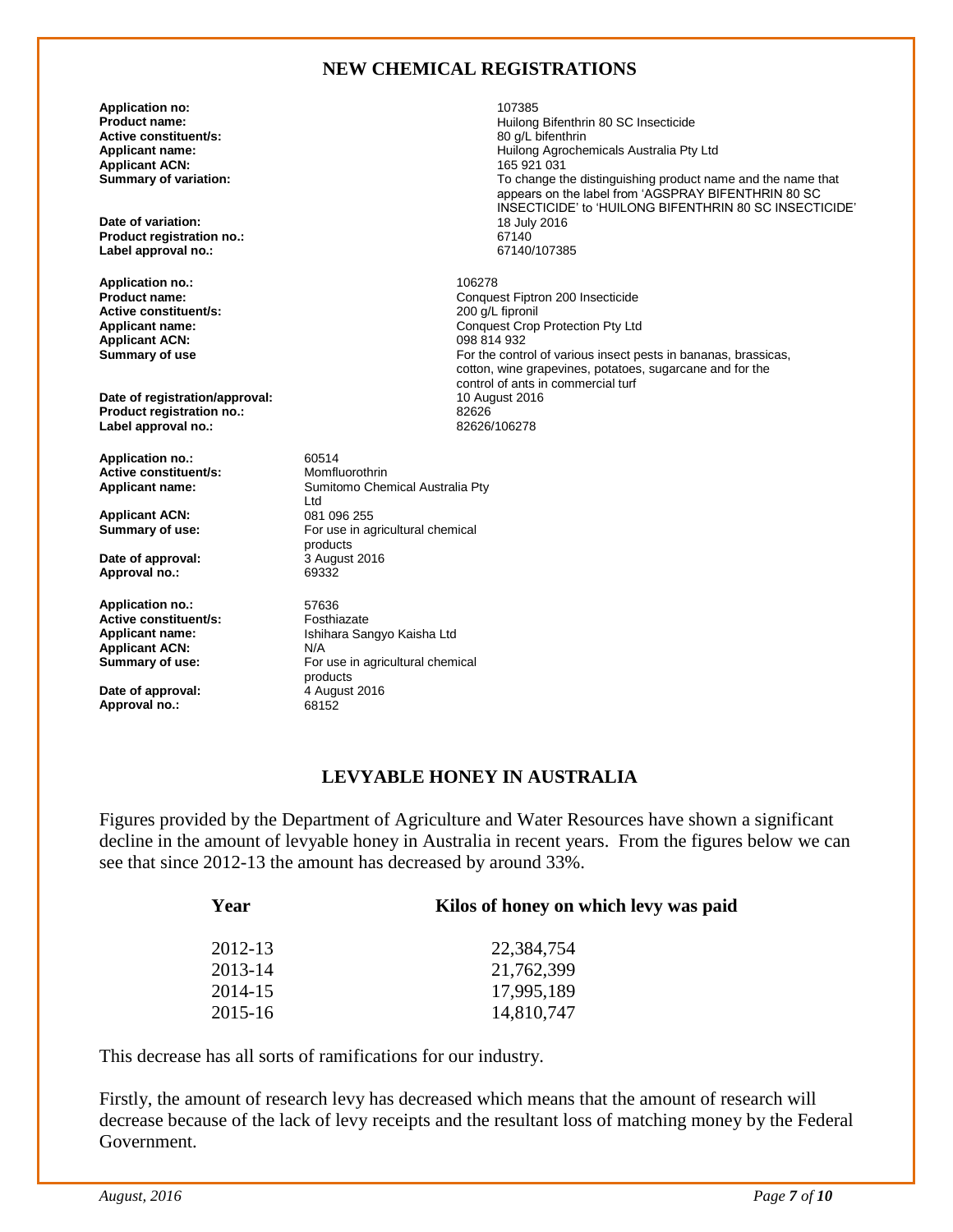## NEW CHEMICAL REGISTRATIONS

**Application no:** 107385
**Product name:** Huilong Bifenthrin 80 SC Insecticide
**Active constituent/s:** 80 g/L bifenthrin
**Applicant name:** Huilong Agrochemicals Australia Pty Ltd
**Applicant ACN:** 165 921 031
**Summary of variation:** To change the distinguishing product name and the name that appears on the label from 'AGSPRAY BIFENTHRIN 80 SC INSECTICIDE' to 'HUILONG BIFENTHRIN 80 SC INSECTICIDE'
**Date of variation:** 18 July 2016
**Product registration no.:** 67140
**Label approval no.:** 67140/107385

**Application no.:** 106278
**Product name:** Conquest Fiptron 200 Insecticide
**Active constituent/s:** 200 g/L fipronil
**Applicant name:** Conquest Crop Protection Pty Ltd
**Applicant ACN:** 098 814 932
**Summary of use** For the control of various insect pests in bananas, brassicas, cotton, wine grapevines, potatoes, sugarcane and for the control of ants in commercial turf
**Date of registration/approval:** 10 August 2016
**Product registration no.:** 82626
**Label approval no.:** 82626/106278

**Application no.:** 60514
**Active constituent/s:** Momfluorothrin
**Applicant name:** Sumitomo Chemical Australia Pty Ltd
**Applicant ACN:** 081 096 255
**Summary of use:** For use in agricultural chemical products
**Date of approval:** 3 August 2016
**Approval no.:** 69332

**Application no.:** 57636
**Active constituent/s:** Fosthiazate
**Applicant name:** Ishihara Sangyo Kaisha Ltd
**Applicant ACN:** N/A
**Summary of use:** For use in agricultural chemical products
**Date of approval:** 4 August 2016
**Approval no.:** 68152

## LEVYABLE HONEY IN AUSTRALIA

Figures provided by the Department of Agriculture and Water Resources have shown a significant decline in the amount of levyable honey in Australia in recent years. From the figures below we can see that since 2012-13 the amount has decreased by around 33%.

| Year | Kilos of honey on which levy was paid |
| --- | --- |
| 2012-13 | 22,384,754 |
| 2013-14 | 21,762,399 |
| 2014-15 | 17,995,189 |
| 2015-16 | 14,810,747 |

This decrease has all sorts of ramifications for our industry.

Firstly, the amount of research levy has decreased which means that the amount of research will decrease because of the lack of levy receipts and the resultant loss of matching money by the Federal Government.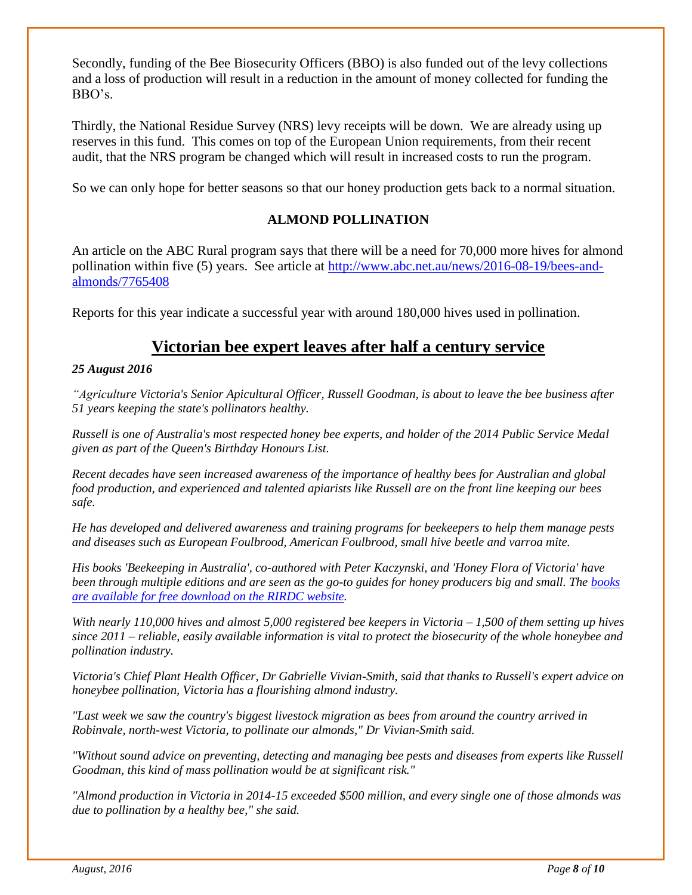Secondly, funding of the Bee Biosecurity Officers (BBO) is also funded out of the levy collections and a loss of production will result in a reduction in the amount of money collected for funding the BBO's.

Thirdly, the National Residue Survey (NRS) levy receipts will be down. We are already using up reserves in this fund. This comes on top of the European Union requirements, from their recent audit, that the NRS program be changed which will result in increased costs to run the program.

So we can only hope for better seasons so that our honey production gets back to a normal situation.

### ALMOND POLLINATION

An article on the ABC Rural program says that there will be a need for 70,000 more hives for almond pollination within five (5) years. See article at [http://www.abc.net.au/news/2016-08-19/bees-and-almonds/7765408](http://www.abc.net.au/news/2016-08-19/bees-and-almonds/7765408)

Reports for this year indicate a successful year with around 180,000 hives used in pollination.

## Victorian bee expert leaves after half a century service

***25 August 2016***

*"Agriculture Victoria's Senior Apicultural Officer, Russell Goodman, is about to leave the bee business after 51 years keeping the state's pollinators healthy.*

*Russell is one of Australia's most respected honey bee experts, and holder of the 2014 Public Service Medal given as part of the Queen's Birthday Honours List.*

*Recent decades have seen increased awareness of the importance of healthy bees for Australian and global food production, and experienced and talented apiarists like Russell are on the front line keeping our bees safe.*

*He has developed and delivered awareness and training programs for beekeepers to help them manage pests and diseases such as European Foulbrood, American Foulbrood, small hive beetle and varroa mite.*

*His books 'Beekeeping in Australia', co-authored with Peter Kaczynski, and 'Honey Flora of Victoria' have been through multiple editions and are seen as the go-to guides for honey producers big and small. The books are available for free download on the RIRDC website.*

*With nearly 110,000 hives and almost 5,000 registered bee keepers in Victoria – 1,500 of them setting up hives since 2011 – reliable, easily available information is vital to protect the biosecurity of the whole honeybee and pollination industry.*

*Victoria's Chief Plant Health Officer, Dr Gabrielle Vivian-Smith, said that thanks to Russell's expert advice on honeybee pollination, Victoria has a flourishing almond industry.*

*"Last week we saw the country's biggest livestock migration as bees from around the country arrived in Robinvale, north-west Victoria, to pollinate our almonds," Dr Vivian-Smith said.*

*"Without sound advice on preventing, detecting and managing bee pests and diseases from experts like Russell Goodman, this kind of mass pollination would be at significant risk."*

*"Almond production in Victoria in 2014-15 exceeded $500 million, and every single one of those almonds was due to pollination by a healthy bee," she said.*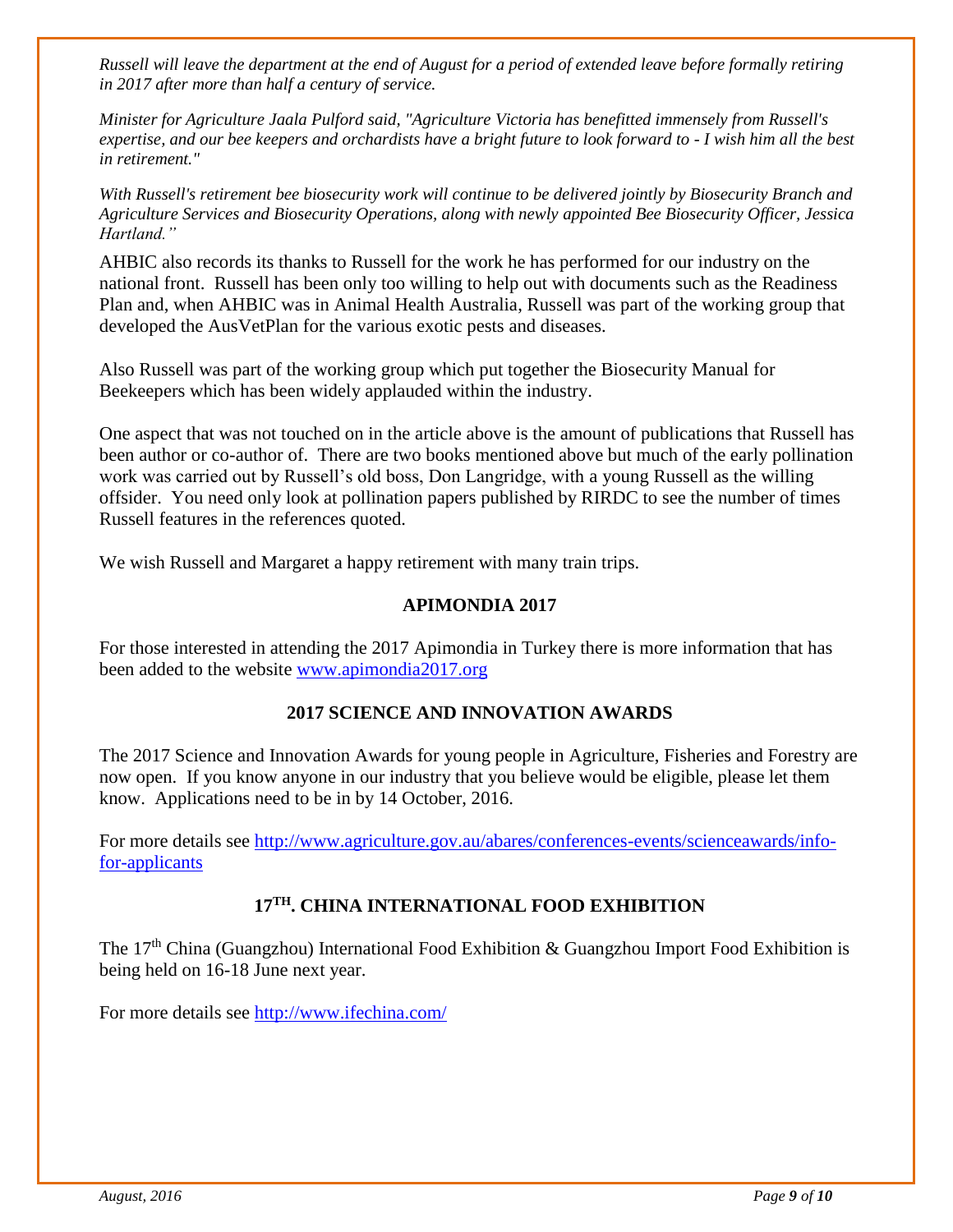*Russell will leave the department at the end of August for a period of extended leave before formally retiring in 2017 after more than half a century of service.*

*Minister for Agriculture Jaala Pulford said, "Agriculture Victoria has benefitted immensely from Russell's expertise, and our bee keepers and orchardists have a bright future to look forward to - I wish him all the best in retirement."*

*With Russell's retirement bee biosecurity work will continue to be delivered jointly by Biosecurity Branch and Agriculture Services and Biosecurity Operations, along with newly appointed Bee Biosecurity Officer, Jessica Hartland."*

AHBIC also records its thanks to Russell for the work he has performed for our industry on the national front. Russell has been only too willing to help out with documents such as the Readiness Plan and, when AHBIC was in Animal Health Australia, Russell was part of the working group that developed the AusVetPlan for the various exotic pests and diseases.

Also Russell was part of the working group which put together the Biosecurity Manual for Beekeepers which has been widely applauded within the industry.

One aspect that was not touched on in the article above is the amount of publications that Russell has been author or co-author of. There are two books mentioned above but much of the early pollination work was carried out by Russell's old boss, Don Langridge, with a young Russell as the willing offsider. You need only look at pollination papers published by RIRDC to see the number of times Russell features in the references quoted.

We wish Russell and Margaret a happy retirement with many train trips.

## APIMONDIA 2017

For those interested in attending the 2017 Apimondia in Turkey there is more information that has been added to the website [www.apimondia2017.org](www.apimondia2017.org)

## 2017 SCIENCE AND INNOVATION AWARDS

The 2017 Science and Innovation Awards for young people in Agriculture, Fisheries and Forestry are now open. If you know anyone in our industry that you believe would be eligible, please let them know. Applications need to be in by 14 October, 2016.

For more details see [http://www.agriculture.gov.au/abares/conferences-events/scienceawards/info-for-applicants](http://www.agriculture.gov.au/abares/conferences-events/scienceawards/info-for-applicants)

## 17TH. CHINA INTERNATIONAL FOOD EXHIBITION

The 17th China (Guangzhou) International Food Exhibition & Guangzhou Import Food Exhibition is being held on 16-18 June next year.

For more details see [http://www.ifechina.com/](http://www.ifechina.com/)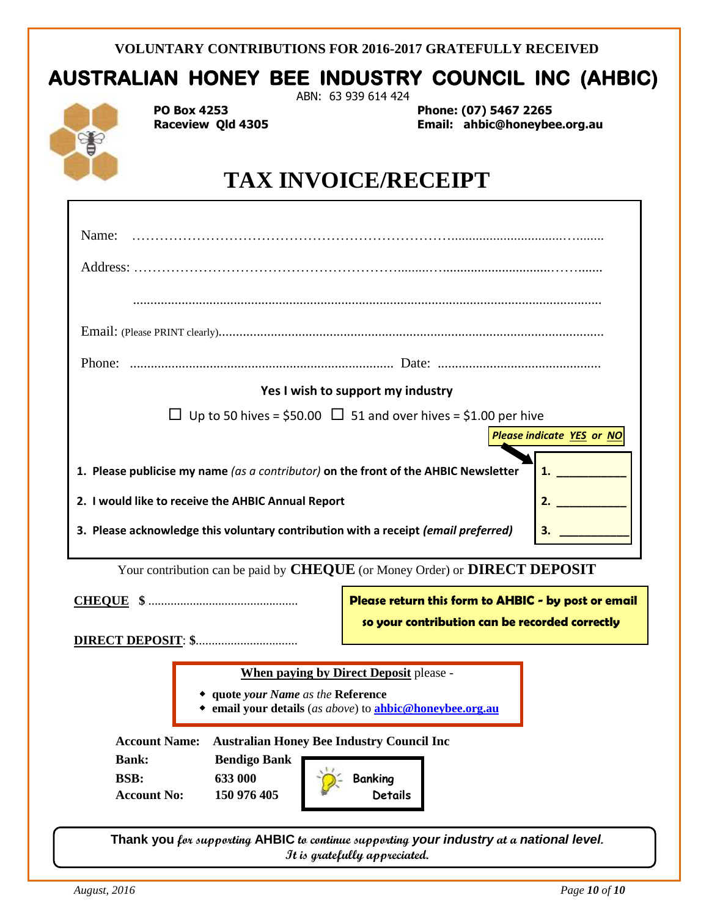**VOLUNTARY CONTRIBUTIONS FOR 2016-2017 GRATEFULLY RECEIVED**

# AUSTRALIAN HONEY BEE INDUSTRY COUNCIL INC (AHBIC)

ABN: 63 939 614 424

**PO Box 4253**
**Raceview Qld 4305**

**Phone: (07) 5467 2265**
**Email: ahbic@honeybee.org.au**

# TAX INVOICE/RECEIPT

Name: ……………………………………………………………………………………

Address: ……………………………………………………………………………………

……………………………………………………………………………………

Email: (Please PRINT clearly)……………………………………………………………

Phone: ………………………………………… Date: …………………………………

**Yes I wish to support my industry**

☐ Up to 50 hives = $50.00 ☐ 51 and over hives = $1.00 per hive

***Please indicate YES or NO***

1. **Please publicise my name** *(as a contributor)* **on the front of the AHBIC Newsletter** — **1.** ________
2. **I would like to receive the AHBIC Annual Report** — **2.** ________
3. **Please acknowledge this voluntary contribution with a receipt *(email preferred)*** — **3.** ________

Your contribution can be paid by **CHEQUE** (or Money Order) or **DIRECT DEPOSIT**

**CHEQUE $** ……………………………

**DIRECT DEPOSIT: $**……………………

**Please return this form to AHBIC - by post or email so your contribution can be recorded correctly**

**When paying by Direct Deposit** please -

- **quote** ***your Name*** *as the* **Reference**
- **email your details** (*as above*) to **ahbic@honeybee.org.au**

**Banking Details**

| | |
|---|---|
| **Account Name:** | **Australian Honey Bee Industry Council Inc** |
| **Bank:** | **Bendigo Bank** |
| **BSB:** | **633 000** |
| **Account No:** | **150 976 405** |

**Thank you** *for supporting* **AHBIC** *to continue supporting* ***your industry*** *at a* ***national level.***
*It is gratefully appreciated.*

*August, 2016*